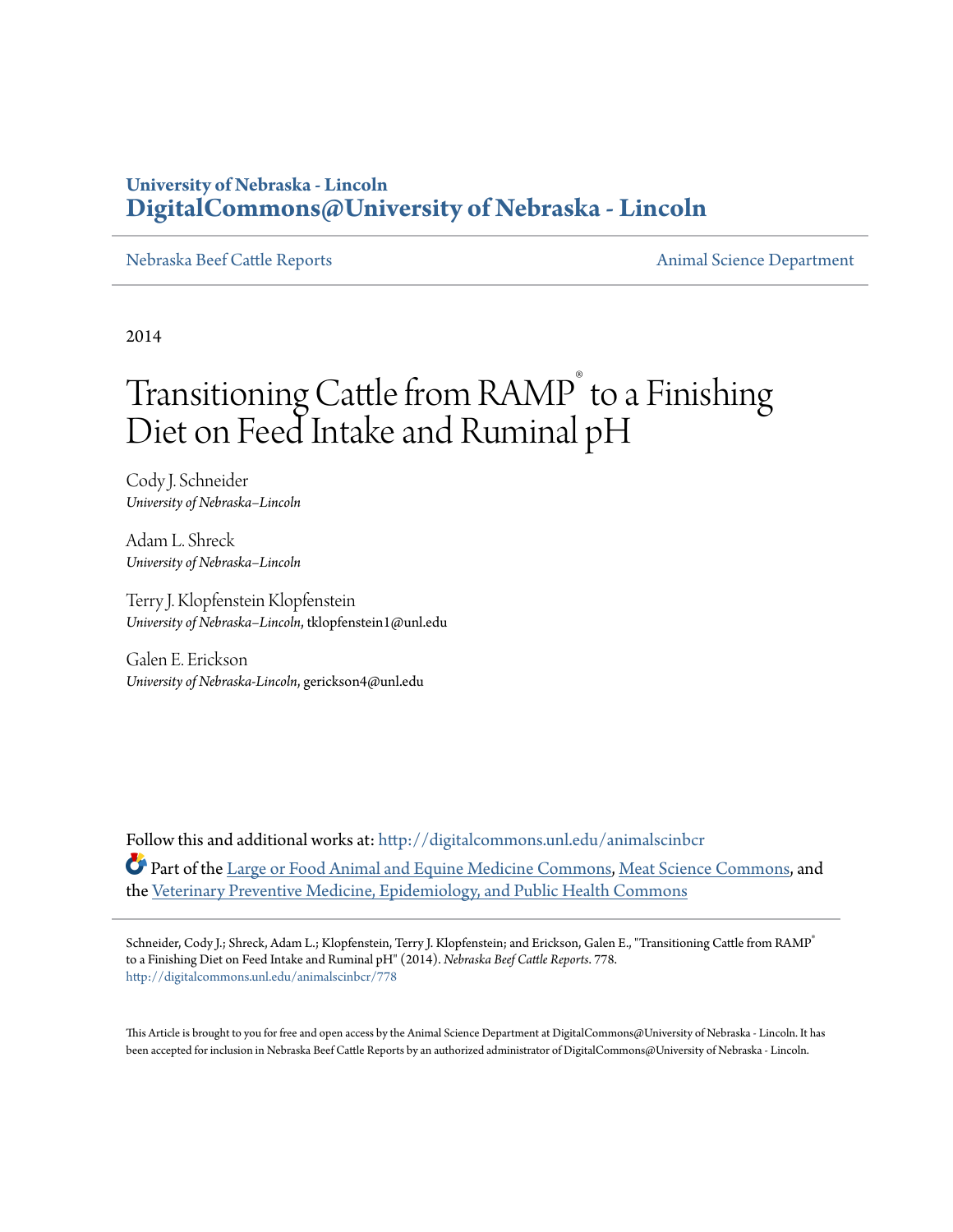University of Nebraska - Lincoln
**DigitalCommons@University of Nebraska - Lincoln**

Nebraska Beef Cattle Reports | Animal Science Department

2014

# Transitioning Cattle from RAMP® to a Finishing Diet on Feed Intake and Ruminal pH

Cody J. Schneider
*University of Nebraska–Lincoln*

Adam L. Shreck
*University of Nebraska–Lincoln*

Terry J. Klopfenstein Klopfenstein
*University of Nebraska–Lincoln*, tklopfenstein1@unl.edu

Galen E. Erickson
*University of Nebraska-Lincoln*, gerickson4@unl.edu

Follow this and additional works at: http://digitalcommons.unl.edu/animalscinbcr

Part of the Large or Food Animal and Equine Medicine Commons, Meat Science Commons, and the Veterinary Preventive Medicine, Epidemiology, and Public Health Commons

Schneider, Cody J.; Shreck, Adam L.; Klopfenstein, Terry J. Klopfenstein; and Erickson, Galen E., "Transitioning Cattle from RAMP® to a Finishing Diet on Feed Intake and Ruminal pH" (2014). *Nebraska Beef Cattle Reports*. 778.
http://digitalcommons.unl.edu/animalscinbcr/778

This Article is brought to you for free and open access by the Animal Science Department at DigitalCommons@University of Nebraska - Lincoln. It has been accepted for inclusion in Nebraska Beef Cattle Reports by an authorized administrator of DigitalCommons@University of Nebraska - Lincoln.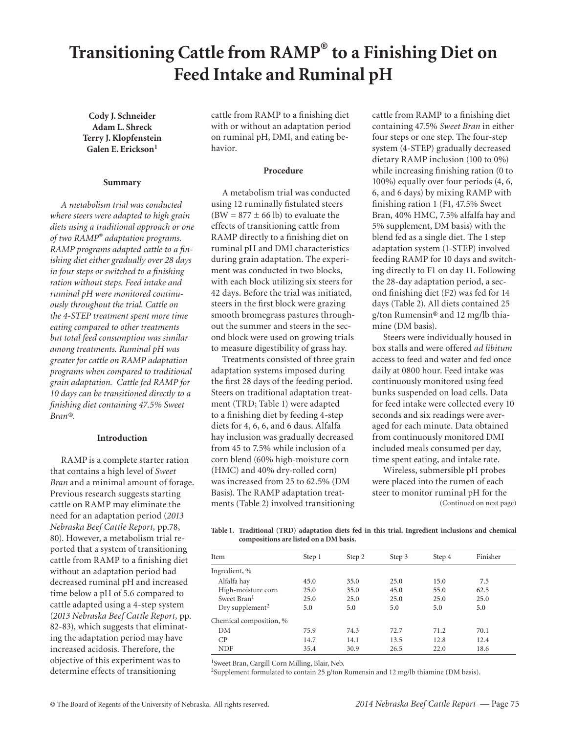# Transitioning Cattle from RAMP® to a Finishing Diet on Feed Intake and Ruminal pH

**Cody J. Schneider**
**Adam L. Shreck**
**Terry J. Klopfenstein**
**Galen E. Erickson[1]**

## Summary

*A metabolism trial was conducted where steers were adapted to high grain diets using a traditional approach or one of two RAMP® adaptation programs. RAMP programs adapted cattle to a finishing diet either gradually over 28 days in four steps or switched to a finishing ration without steps. Feed intake and ruminal pH were monitored continuously throughout the trial. Cattle on the 4-STEP treatment spent more time eating compared to other treatments but total feed consumption was similar among treatments. Ruminal pH was greater for cattle on RAMP adaptation programs when compared to traditional grain adaptation. Cattle fed RAMP for 10 days can be transitioned directly to a finishing diet containing 47.5% Sweet Bran®.*

## Introduction

RAMP is a complete starter ration that contains a high level of *Sweet Bran* and a minimal amount of forage. Previous research suggests starting cattle on RAMP may eliminate the need for an adaptation period (*2013 Nebraska Beef Cattle Report,* pp.78, 80). However, a metabolism trial reported that a system of transitioning cattle from RAMP to a finishing diet without an adaptation period had decreased ruminal pH and increased time below a pH of 5.6 compared to cattle adapted using a 4-step system (*2013 Nebraska Beef Cattle Report,* pp. 82-83), which suggests that eliminating the adaptation period may have increased acidosis. Therefore, the objective of this experiment was to determine effects of transitioning cattle from RAMP to a finishing diet with or without an adaptation period on ruminal pH, DMI, and eating behavior.

## Procedure

A metabolism trial was conducted using 12 ruminally fistulated steers (BW = 877 ± 66 lb) to evaluate the effects of transitioning cattle from RAMP directly to a finishing diet on ruminal pH and DMI characteristics during grain adaptation. The experiment was conducted in two blocks, with each block utilizing six steers for 42 days. Before the trial was initiated, steers in the first block were grazing smooth bromegrass pastures throughout the summer and steers in the second block were used on growing trials to measure digestibility of grass hay.

Treatments consisted of three grain adaptation systems imposed during the first 28 days of the feeding period. Steers on traditional adaptation treatment (TRD; Table 1) were adapted to a finishing diet by feeding 4-step diets for 4, 6, 6, and 6 daus. Alfalfa hay inclusion was gradually decreased from 45 to 7.5% while inclusion of a corn blend (60% high-moisture corn (HMC) and 40% dry-rolled corn) was increased from 25 to 62.5% (DM Basis). The RAMP adaptation treatments (Table 2) involved transitioning cattle from RAMP to a finishing diet containing 47.5% *Sweet Bran* in either four steps or one step. The four-step system (4-STEP) gradually decreased dietary RAMP inclusion (100 to 0%) while increasing finishing ration (0 to 100%) equally over four periods (4, 6, 6, and 6 days) by mixing RAMP with finishing ration 1 (F1, 47.5% Sweet Bran, 40% HMC, 7.5% alfalfa hay and 5% supplement, DM basis) with the blend fed as a single diet. The 1 step adaptation system (1-STEP) involved feeding RAMP for 10 days and switching directly to F1 on day 11. Following the 28-day adaptation period, a second finishing diet (F2) was fed for 14 days (Table 2). All diets contained 25 g/ton Rumensin® and 12 mg/lb thiamine (DM basis).

Steers were individually housed in box stalls and were offered *ad libitum* access to feed and water and fed once daily at 0800 hour. Feed intake was continuously monitored using feed bunks suspended on load cells. Data for feed intake were collected every 10 seconds and six readings were averaged for each minute. Data obtained from continuously monitored DMI included meals consumed per day, time spent eating, and intake rate.

Wireless, submersible pH probes were placed into the rumen of each steer to monitor ruminal pH for the

(Continued on next page)

**Table 1. Traditional (TRD) adaptation diets fed in this trial. Ingredient inclusions and chemical compositions are listed on a DM basis.**

| Item | Step 1 | Step 2 | Step 3 | Step 4 | Finisher |
|---|---|---|---|---|---|
| Ingredient, % | | | | | |
| Alfalfa hay | 45.0 | 35.0 | 25.0 | 15.0 | 7.5 |
| High-moisture corn | 25.0 | 35.0 | 45.0 | 55.0 | 62.5 |
| Sweet Bran[1] | 25.0 | 25.0 | 25.0 | 25.0 | 25.0 |
| Dry supplement[2] | 5.0 | 5.0 | 5.0 | 5.0 | 5.0 |
| Chemical composition, % | | | | | |
| DM | 75.9 | 74.3 | 72.7 | 71.2 | 70.1 |
| CP | 14.7 | 14.1 | 13.5 | 12.8 | 12.4 |
| NDF | 35.4 | 30.9 | 26.5 | 22.0 | 18.6 |

[1]Sweet Bran, Cargill Corn Milling, Blair, Neb.

[2]Supplement formulated to contain 25 g/ton Rumensin and 12 mg/lb thiamine (DM basis).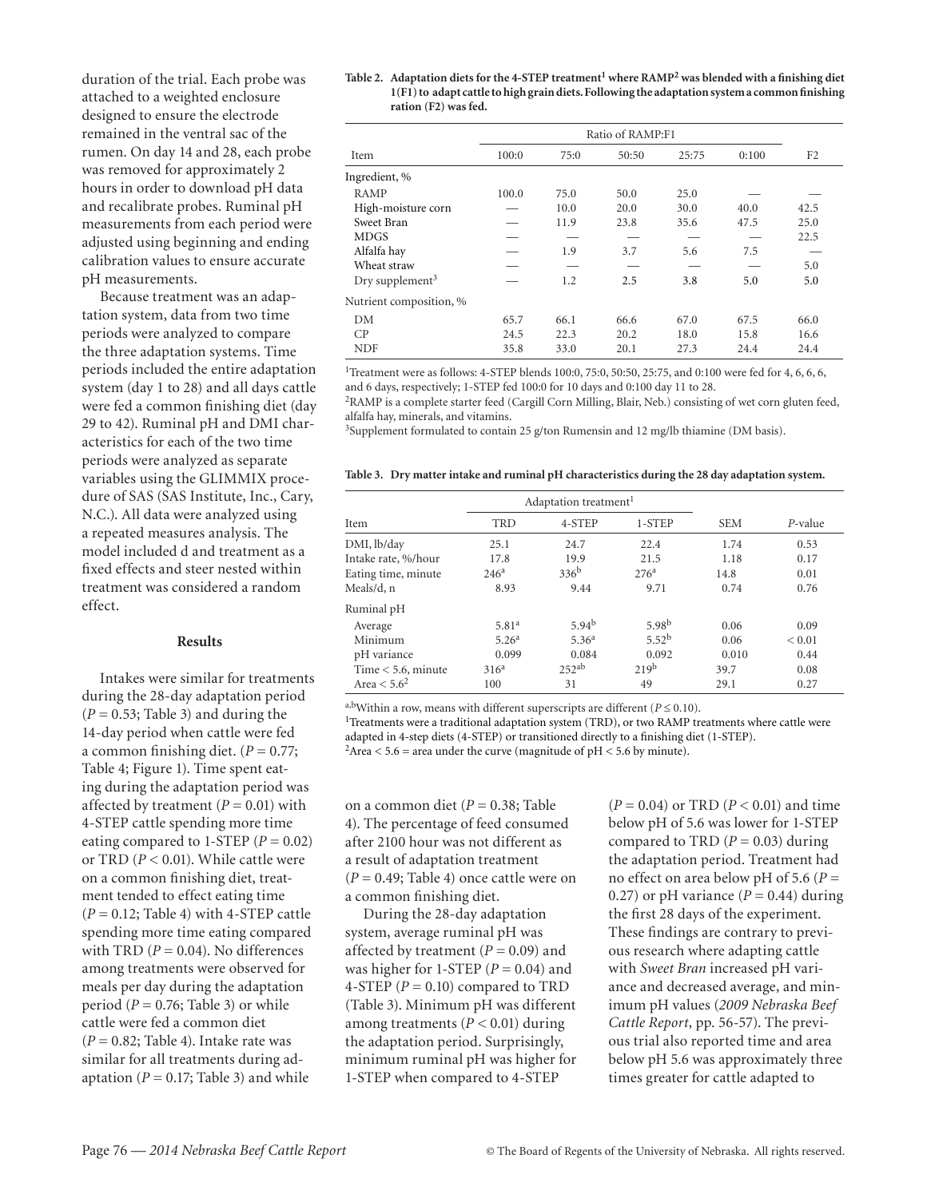duration of the trial. Each probe was attached to a weighted enclosure designed to ensure the electrode remained in the ventral sac of the rumen. On day 14 and 28, each probe was removed for approximately 2 hours in order to download pH data and recalibrate probes. Ruminal pH measurements from each period were adjusted using beginning and ending calibration values to ensure accurate pH measurements.

Because treatment was an adaptation system, data from two time periods were analyzed to compare the three adaptation systems. Time periods included the entire adaptation system (day 1 to 28) and all days cattle were fed a common finishing diet (day 29 to 42). Ruminal pH and DMI characteristics for each of the two time periods were analyzed as separate variables using the GLIMMIX procedure of SAS (SAS Institute, Inc., Cary, N.C.). All data were analyzed using a repeated measures analysis. The model included d and treatment as a fixed effects and steer nested within treatment was considered a random effect.

**Table 2. Adaptation diets for the 4-STEP treatment[1] where RAMP[2] was blended with a finishing diet 1(F1) to adapt cattle to high grain diets. Following the adaptation system a common finishing ration (F2) was fed.**

| | Ratio of RAMP:F1 | | | | | |
|---|---|---|---|---|---|---|
| Item | 100:0 | 75:0 | 50:50 | 25:75 | 0:100 | F2 |
| Ingredient, % | | | | | | |
| RAMP | 100.0 | 75.0 | 50.0 | 25.0 | — | — |
| High-moisture corn | — | 10.0 | 20.0 | 30.0 | 40.0 | 42.5 |
| Sweet Bran | — | 11.9 | 23.8 | 35.6 | 47.5 | 25.0 |
| MDGS | — | — | — | — | — | 22.5 |
| Alfalfa hay | — | 1.9 | 3.7 | 5.6 | 7.5 | — |
| Wheat straw | — | — | — | — | — | 5.0 |
| Dry supplement[3] | — | 1.2 | 2.5 | 3.8 | 5.0 | 5.0 |
| Nutrient composition, % | | | | | | |
| DM | 65.7 | 66.1 | 66.6 | 67.0 | 67.5 | 66.0 |
| CP | 24.5 | 22.3 | 20.2 | 18.0 | 15.8 | 16.6 |
| NDF | 35.8 | 33.0 | 20.1 | 27.3 | 24.4 | 24.4 |

[1]Treatment were as follows: 4-STEP blends 100:0, 75:0, 50:50, 25:75, and 0:100 were fed for 4, 6, 6, 6, and 6 days, respectively; 1-STEP fed 100:0 for 10 days and 0:100 day 11 to 28.
[2]RAMP is a complete starter feed (Cargill Corn Milling, Blair, Neb.) consisting of wet corn gluten feed, alfalfa hay, minerals, and vitamins.
[3]Supplement formulated to contain 25 g/ton Rumensin and 12 mg/lb thiamine (DM basis).

**Table 3. Dry matter intake and ruminal pH characteristics during the 28 day adaptation system.**

| | Adaptation treatment[1] | | | | |
|---|---|---|---|---|---|
| Item | TRD | 4-STEP | 1-STEP | SEM | *P*-value |
| DMI, lb/day | 25.1 | 24.7 | 22.4 | 1.74 | 0.53 |
| Intake rate, %/hour | 17.8 | 19.9 | 21.5 | 1.18 | 0.17 |
| Eating time, minute | 246[a] | 336[b] | 276[a] | 14.8 | 0.01 |
| Meals/d, n | 8.93 | 9.44 | 9.71 | 0.74 | 0.76 |
| Ruminal pH | | | | | |
| Average | 5.81[a] | 5.94[b] | 5.98[b] | 0.06 | 0.09 |
| Minimum | 5.26[a] | 5.36[a] | 5.52[b] | 0.06 | < 0.01 |
| pH variance | 0.099 | 0.084 | 0.092 | 0.010 | 0.44 |
| Time < 5.6, minute | 316[a] | 252[ab] | 219[b] | 39.7 | 0.08 |
| Area < 5.6[2] | 100 | 31 | 49 | 29.1 | 0.27 |

[a,b]Within a row, means with different superscripts are different ($P \leq 0.10$).
[1]Treatments were a traditional adaptation system (TRD), or two RAMP treatments where cattle were adapted in 4-step diets (4-STEP) or transitioned directly to a finishing diet (1-STEP).
[2]Area < 5.6 = area under the curve (magnitude of pH < 5.6 by minute).

## Results

Intakes were similar for treatments during the 28-day adaptation period ($P = 0.53$; Table 3) and during the 14-day period when cattle were fed a common finishing diet. ($P = 0.77$; Table 4; Figure 1). Time spent eating during the adaptation period was affected by treatment ($P = 0.01$) with 4-STEP cattle spending more time eating compared to 1-STEP ($P = 0.02$) or TRD ($P < 0.01$). While cattle were on a common finishing diet, treatment tended to effect eating time ($P = 0.12$; Table 4) with 4-STEP cattle spending more time eating compared with TRD ($P = 0.04$). No differences among treatments were observed for meals per day during the adaptation period ($P = 0.76$; Table 3) or while cattle were fed a common diet ($P = 0.82$; Table 4). Intake rate was similar for all treatments during adaptation ($P = 0.17$; Table 3) and while on a common diet ($P = 0.38$; Table 4). The percentage of feed consumed after 2100 hour was not different as a result of adaptation treatment ($P = 0.49$; Table 4) once cattle were on a common finishing diet.

During the 28-day adaptation system, average ruminal pH was affected by treatment ($P = 0.09$) and was higher for 1-STEP ($P = 0.04$) and 4-STEP ($P = 0.10$) compared to TRD (Table 3). Minimum pH was different among treatments ($P < 0.01$) during the adaptation period. Surprisingly, minimum ruminal pH was higher for 1-STEP when compared to 4-STEP ($P = 0.04$) or TRD ($P < 0.01$) and time below pH of 5.6 was lower for 1-STEP compared to TRD ($P = 0.03$) during the adaptation period. Treatment had no effect on area below pH of 5.6 ($P = 0.27$) or pH variance ($P = 0.44$) during the first 28 days of the experiment. These findings are contrary to previous research where adapting cattle with *Sweet Bran* increased pH variance and decreased average, and minimum pH values (*2009 Nebraska Beef Cattle Report*, pp. 56-57). The previous trial also reported time and area below pH 5.6 was approximately three times greater for cattle adapted to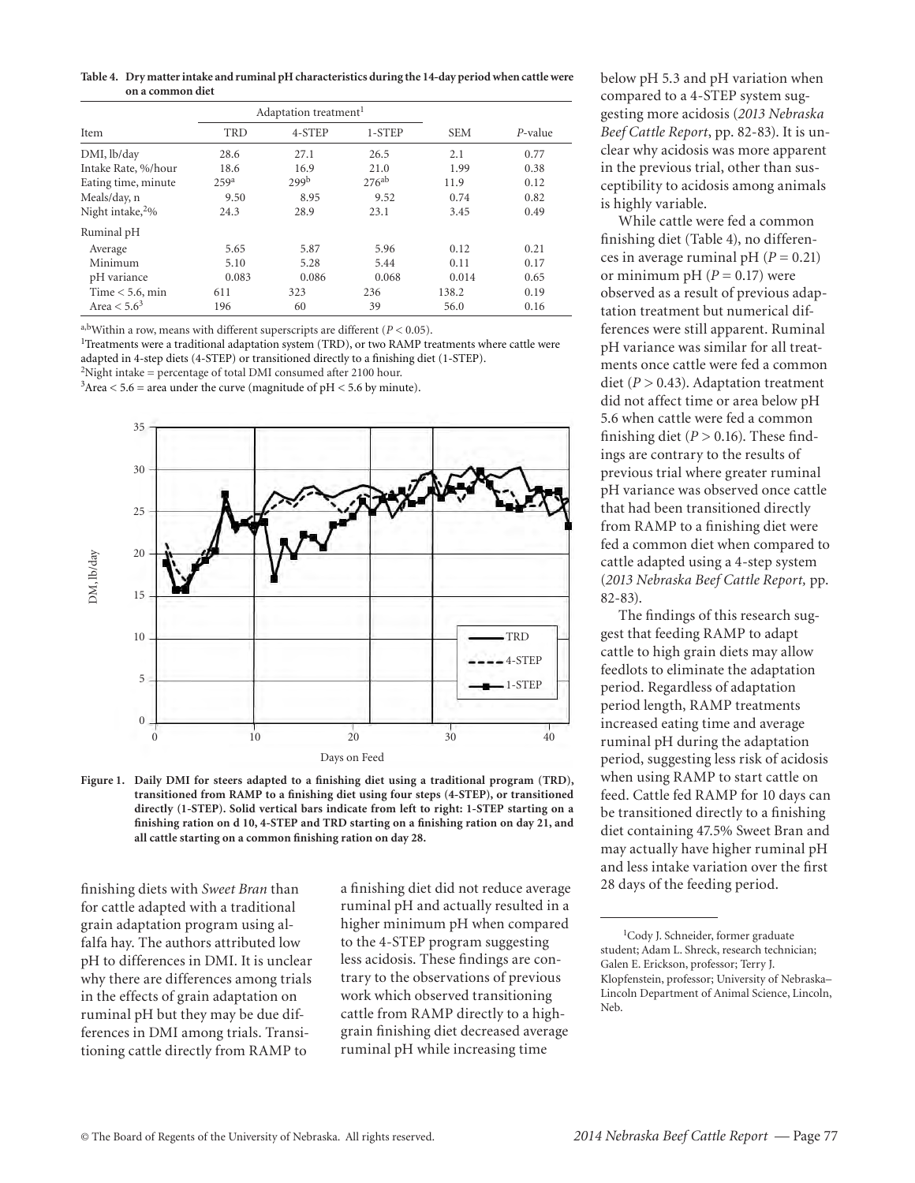**Table 4. Dry matter intake and ruminal pH characteristics during the 14-day period when cattle were on a common diet**

| | Adaptation treatment[1] | | | | |
|---|---|---|---|---|---|
| Item | TRD | 4-STEP | 1-STEP | SEM | *P*-value |
| DMI, lb/day | 28.6 | 27.1 | 26.5 | 2.1 | 0.77 |
| Intake Rate, %/hour | 18.6 | 16.9 | 21.0 | 1.99 | 0.38 |
| Eating time, minute | 259[a] | 299[b] | 276[ab] | 11.9 | 0.12 |
| Meals/day, n | 9.50 | 8.95 | 9.52 | 0.74 | 0.82 |
| Night intake,[2]% | 24.3 | 28.9 | 23.1 | 3.45 | 0.49 |
| Ruminal pH | | | | | |
| Average | 5.65 | 5.87 | 5.96 | 0.12 | 0.21 |
| Minimum | 5.10 | 5.28 | 5.44 | 0.11 | 0.17 |
| pH variance | 0.083 | 0.086 | 0.068 | 0.014 | 0.65 |
| Time < 5.6, min | 611 | 323 | 236 | 138.2 | 0.19 |
| Area < 5.6[3] | 196 | 60 | 39 | 56.0 | 0.16 |

[a,b]Within a row, means with different superscripts are different ($P < 0.05$).
[1]Treatments were a traditional adaptation system (TRD), or two RAMP treatments where cattle were adapted in 4-step diets (4-STEP) or transitioned directly to a finishing diet (1-STEP).
[2]Night intake = percentage of total DMI consumed after 2100 hour.
[3]Area < 5.6 = area under the curve (magnitude of pH < 5.6 by minute).

DM, lb/day
35
30
25
20
15
10
5
0
0
10
20
30
40
Days on Feed
TRD
4-STEP
1-STEP

**Figure 1. Daily DMI for steers adapted to a finishing diet using a traditional program (TRD), transitioned from RAMP to a finishing diet using four steps (4-STEP), or transitioned directly (1-STEP). Solid vertical bars indicate from left to right: 1-STEP starting on a finishing ration on d 10, 4-STEP and TRD starting on a finishing ration on day 21, and all cattle starting on a common finishing ration on day 28.**

finishing diets with *Sweet Bran* than for cattle adapted with a traditional grain adaptation program using alfalfa hay. The authors attributed low pH to differences in DMI. It is unclear why there are differences among trials in the effects of grain adaptation on ruminal pH but they may be due differences in DMI among trials. Transitioning cattle directly from RAMP to a finishing diet did not reduce average ruminal pH and actually resulted in a higher minimum pH when compared to the 4-STEP program suggesting less acidosis. These findings are contrary to the observations of previous work which observed transitioning cattle from RAMP directly to a high-grain finishing diet decreased average ruminal pH while increasing time below pH 5.3 and pH variation when compared to a 4-STEP system suggesting more acidosis (*2013 Nebraska Beef Cattle Report*, pp. 82-83). It is unclear why acidosis was more apparent in the previous trial, other than susceptibility to acidosis among animals is highly variable.

While cattle were fed a common finishing diet (Table 4), no differences in average ruminal pH ($P = 0.21$) or minimum pH ($P = 0.17$) were observed as a result of previous adaptation treatment but numerical differences were still apparent. Ruminal pH variance was similar for all treatments once cattle were fed a common diet ($P > 0.43$). Adaptation treatment did not affect time or area below pH 5.6 when cattle were fed a common finishing diet ($P > 0.16$). These findings are contrary to the results of previous trial where greater ruminal pH variance was observed once cattle that had been transitioned directly from RAMP to a finishing diet were fed a common diet when compared to cattle adapted using a 4-step system (*2013 Nebraska Beef Cattle Report*, pp. 82-83).

The findings of this research suggest that feeding RAMP to adapt cattle to high grain diets may allow feedlots to eliminate the adaptation period. Regardless of adaptation period length, RAMP treatments increased eating time and average ruminal pH during the adaptation period, suggesting less risk of acidosis when using RAMP to start cattle on feed. Cattle fed RAMP for 10 days can be transitioned directly to a finishing diet containing 47.5% Sweet Bran and may actually have higher ruminal pH and less intake variation over the first 28 days of the feeding period.

[1]Cody J. Schneider, former graduate student; Adam L. Shreck, research technician; Galen E. Erickson, professor; Terry J. Klopfenstein, professor; University of Nebraska–Lincoln Department of Animal Science, Lincoln, Neb.